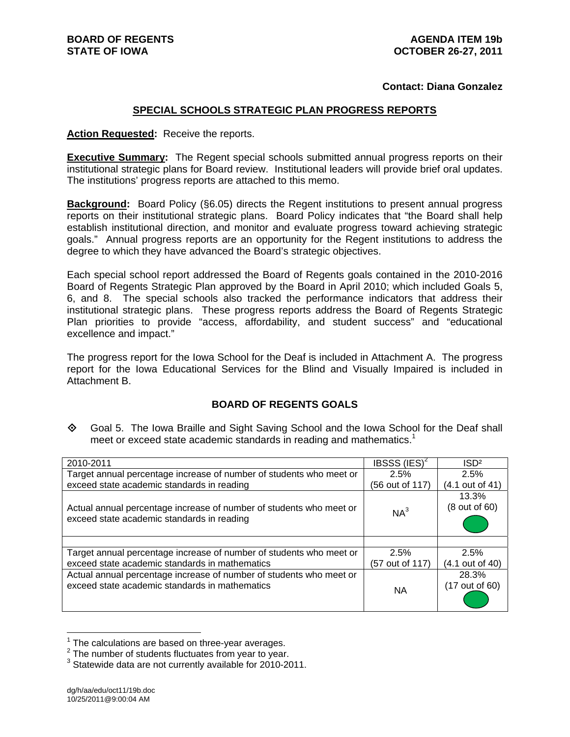**BOARD OF REGENTS**
**STATE OF IOWA**

**AGENDA ITEM 19b**
**OCTOBER 26-27, 2011**

**Contact: Diana Gonzalez**

## SPECIAL SCHOOLS STRATEGIC PLAN PROGRESS REPORTS

**Action Requested:** Receive the reports.

**Executive Summary:** The Regent special schools submitted annual progress reports on their institutional strategic plans for Board review. Institutional leaders will provide brief oral updates. The institutions' progress reports are attached to this memo.

**Background:** Board Policy (§6.05) directs the Regent institutions to present annual progress reports on their institutional strategic plans. Board Policy indicates that "the Board shall help establish institutional direction, and monitor and evaluate progress toward achieving strategic goals." Annual progress reports are an opportunity for the Regent institutions to address the degree to which they have advanced the Board's strategic objectives.

Each special school report addressed the Board of Regents goals contained in the 2010-2016 Board of Regents Strategic Plan approved by the Board in April 2010; which included Goals 5, 6, and 8. The special schools also tracked the performance indicators that address their institutional strategic plans. These progress reports address the Board of Regents Strategic Plan priorities to provide "access, affordability, and student success" and "educational excellence and impact."

The progress report for the Iowa School for the Deaf is included in Attachment A. The progress report for the Iowa Educational Services for the Blind and Visually Impaired is included in Attachment B.

### BOARD OF REGENTS GOALS

◇ Goal 5. The Iowa Braille and Sight Saving School and the Iowa School for the Deaf shall meet or exceed state academic standards in reading and mathematics.[1]

| 2010-2011 | IBSSS (IES)[2] | ISD[2] |
|---|---|---|
| Target annual percentage increase of number of students who meet or exceed state academic standards in reading | 2.5% (56 out of 117) | 2.5% (4.1 out of 41) |
| Actual annual percentage increase of number of students who meet or exceed state academic standards in reading | NA[3] | 13.3% (8 out of 60) |
| | | |
| Target annual percentage increase of number of students who meet or exceed state academic standards in mathematics | 2.5% (57 out of 117) | 2.5% (4.1 out of 40) |
| Actual annual percentage increase of number of students who meet or exceed state academic standards in mathematics | NA | 28.3% (17 out of 60) |

[1] The calculations are based on three-year averages.
[2] The number of students fluctuates from year to year.
[3] Statewide data are not currently available for 2010-2011.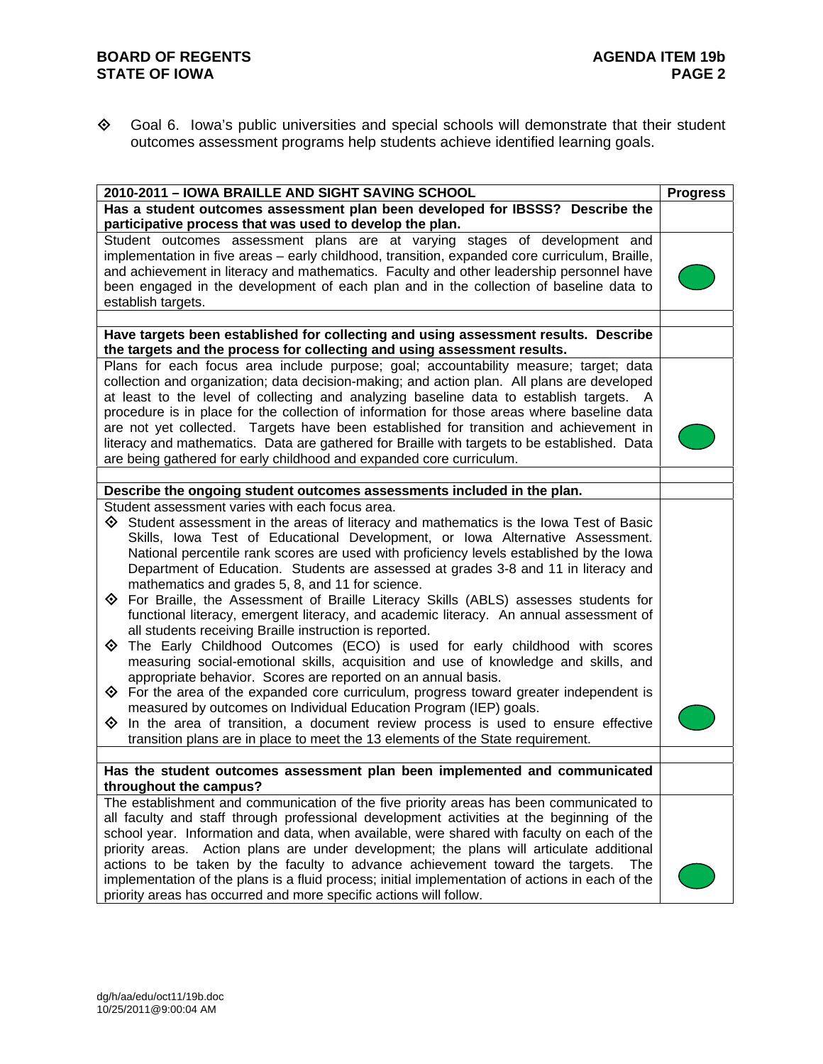◈ Goal 6. Iowa's public universities and special schools will demonstrate that their student outcomes assessment programs help students achieve identified learning goals.

| 2010-2011 – IOWA BRAILLE AND SIGHT SAVING SCHOOL | Progress |
|---|---|
| **Has a student outcomes assessment plan been developed for IBSSS? Describe the participative process that was used to develop the plan.** | |
| Student outcomes assessment plans are at varying stages of development and implementation in five areas – early childhood, transition, expanded core curriculum, Braille, and achievement in literacy and mathematics. Faculty and other leadership personnel have been engaged in the development of each plan and in the collection of baseline data to establish targets. | Green |
| | |
| **Have targets been established for collecting and using assessment results. Describe the targets and the process for collecting and using assessment results.** | |
| Plans for each focus area include purpose; goal; accountability measure; target; data collection and organization; data decision-making; and action plan. All plans are developed at least to the level of collecting and analyzing baseline data to establish targets. A procedure is in place for the collection of information for those areas where baseline data are not yet collected. Targets have been established for transition and achievement in literacy and mathematics. Data are gathered for Braille with targets to be established. Data are being gathered for early childhood and expanded core curriculum. | Green |
| | |
| **Describe the ongoing student outcomes assessments included in the plan.** | |
| Student assessment varies with each focus area.<br>◈ Student assessment in the areas of literacy and mathematics is the Iowa Test of Basic Skills, Iowa Test of Educational Development, or Iowa Alternative Assessment. National percentile rank scores are used with proficiency levels established by the Iowa Department of Education. Students are assessed at grades 3-8 and 11 in literacy and mathematics and grades 5, 8, and 11 for science.<br>◈ For Braille, the Assessment of Braille Literacy Skills (ABLS) assesses students for functional literacy, emergent literacy, and academic literacy. An annual assessment of all students receiving Braille instruction is reported.<br>◈ The Early Childhood Outcomes (ECO) is used for early childhood with scores measuring social-emotional skills, acquisition and use of knowledge and skills, and appropriate behavior. Scores are reported on an annual basis.<br>◈ For the area of the expanded core curriculum, progress toward greater independent is measured by outcomes on Individual Education Program (IEP) goals.<br>◈ In the area of transition, a document review process is used to ensure effective transition plans are in place to meet the 13 elements of the State requirement. | Green |
| | |
| **Has the student outcomes assessment plan been implemented and communicated throughout the campus?** | |
| The establishment and communication of the five priority areas has been communicated to all faculty and staff through professional development activities at the beginning of the school year. Information and data, when available, were shared with faculty on each of the priority areas. Action plans are under development; the plans will articulate additional actions to be taken by the faculty to advance achievement toward the targets. The implementation of the plans is a fluid process; initial implementation of actions in each of the priority areas has occurred and more specific actions will follow. | Green |

dg/h/aa/edu/oct11/19b.doc
10/25/2011@9:00:04 AM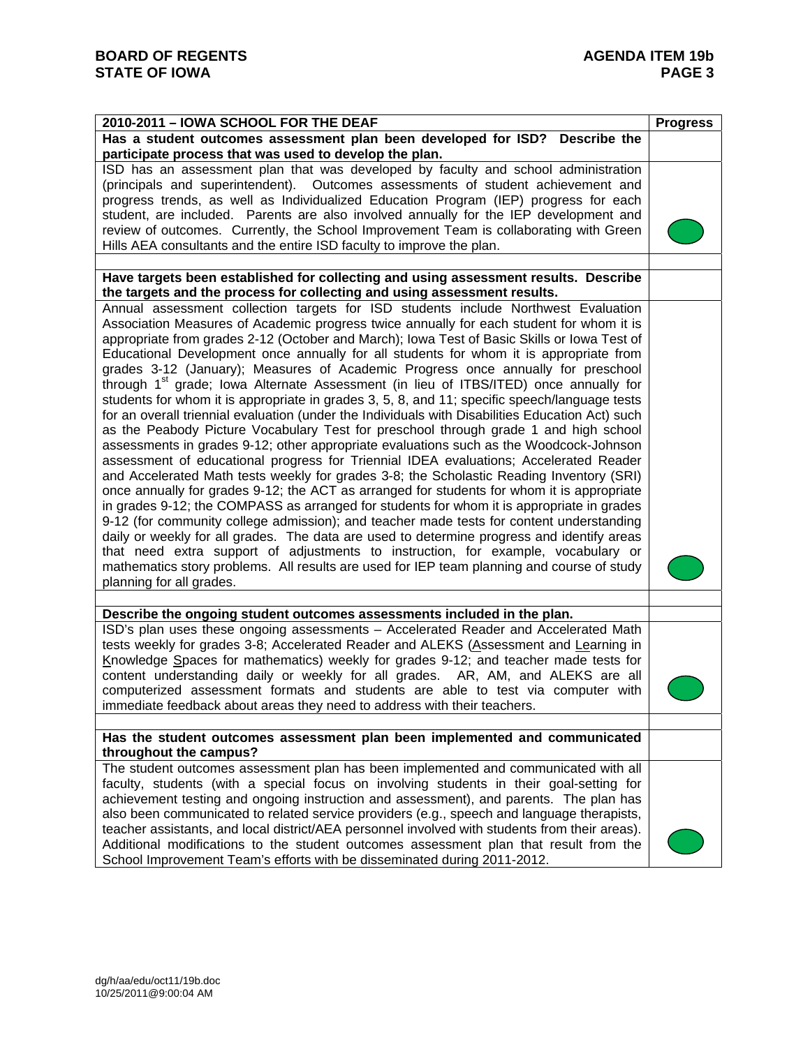| 2010-2011 – IOWA SCHOOL FOR THE DEAF | Progress |
|---|---|
| **Has a student outcomes assessment plan been developed for ISD? Describe the participate process that was used to develop the plan.** | |
| ISD has an assessment plan that was developed by faculty and school administration (principals and superintendent). Outcomes assessments of student achievement and progress trends, as well as Individualized Education Program (IEP) progress for each student, are included. Parents are also involved annually for the IEP development and review of outcomes. Currently, the School Improvement Team is collaborating with Green Hills AEA consultants and the entire ISD faculty to improve the plan. | ● (green) |
| | |
| **Have targets been established for collecting and using assessment results. Describe the targets and the process for collecting and using assessment results.** | |
| Annual assessment collection targets for ISD students include Northwest Evaluation Association Measures of Academic progress twice annually for each student for whom it is appropriate from grades 2-12 (October and March); Iowa Test of Basic Skills or Iowa Test of Educational Development once annually for all students for whom it is appropriate from grades 3-12 (January); Measures of Academic Progress once annually for preschool through 1st grade; Iowa Alternate Assessment (in lieu of ITBS/ITED) once annually for students for whom it is appropriate in grades 3, 5, 8, and 11; specific speech/language tests for an overall triennial evaluation (under the Individuals with Disabilities Education Act) such as the Peabody Picture Vocabulary Test for preschool through grade 1 and high school assessments in grades 9-12; other appropriate evaluations such as the Woodcock-Johnson assessment of educational progress for Triennial IDEA evaluations; Accelerated Reader and Accelerated Math tests weekly for grades 3-8; the Scholastic Reading Inventory (SRI) once annually for grades 9-12; the ACT as arranged for students for whom it is appropriate in grades 9-12; the COMPASS as arranged for students for whom it is appropriate in grades 9-12 (for community college admission); and teacher made tests for content understanding daily or weekly for all grades. The data are used to determine progress and identify areas that need extra support of adjustments to instruction, for example, vocabulary or mathematics story problems. All results are used for IEP team planning and course of study planning for all grades. | ● (green) |
| | |
| **Describe the ongoing student outcomes assessments included in the plan.** | |
| ISD's plan uses these ongoing assessments – Accelerated Reader and Accelerated Math tests weekly for grades 3-8; Accelerated Reader and ALEKS (Assessment and Learning in Knowledge Spaces for mathematics) weekly for grades 9-12; and teacher made tests for content understanding daily or weekly for all grades. AR, AM, and ALEKS are all computerized assessment formats and students are able to test via computer with immediate feedback about areas they need to address with their teachers. | ● (green) |
| | |
| **Has the student outcomes assessment plan been implemented and communicated throughout the campus?** | |
| The student outcomes assessment plan has been implemented and communicated with all faculty, students (with a special focus on involving students in their goal-setting for achievement testing and ongoing instruction and assessment), and parents. The plan has also been communicated to related service providers (e.g., speech and language therapists, teacher assistants, and local district/AEA personnel involved with students from their areas). Additional modifications to the student outcomes assessment plan that result from the School Improvement Team's efforts with be disseminated during 2011-2012. | ● (green) |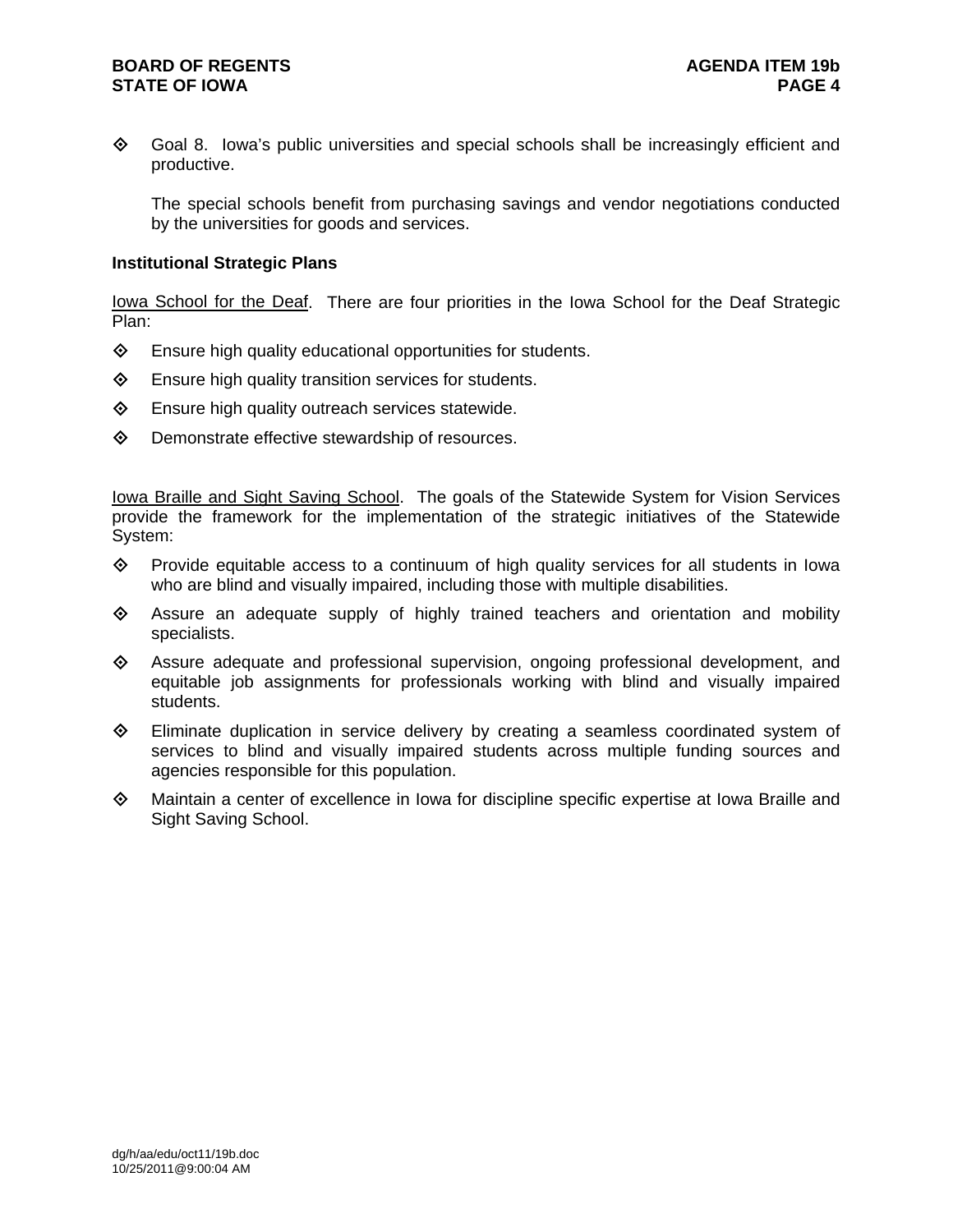- Goal 8. Iowa's public universities and special schools shall be increasingly efficient and productive.

  The special schools benefit from purchasing savings and vendor negotiations conducted by the universities for goods and services.

**Institutional Strategic Plans**

Iowa School for the Deaf. There are four priorities in the Iowa School for the Deaf Strategic Plan:

- Ensure high quality educational opportunities for students.
- Ensure high quality transition services for students.
- Ensure high quality outreach services statewide.
- Demonstrate effective stewardship of resources.

Iowa Braille and Sight Saving School. The goals of the Statewide System for Vision Services provide the framework for the implementation of the strategic initiatives of the Statewide System:

- Provide equitable access to a continuum of high quality services for all students in Iowa who are blind and visually impaired, including those with multiple disabilities.
- Assure an adequate supply of highly trained teachers and orientation and mobility specialists.
- Assure adequate and professional supervision, ongoing professional development, and equitable job assignments for professionals working with blind and visually impaired students.
- Eliminate duplication in service delivery by creating a seamless coordinated system of services to blind and visually impaired students across multiple funding sources and agencies responsible for this population.
- Maintain a center of excellence in Iowa for discipline specific expertise at Iowa Braille and Sight Saving School.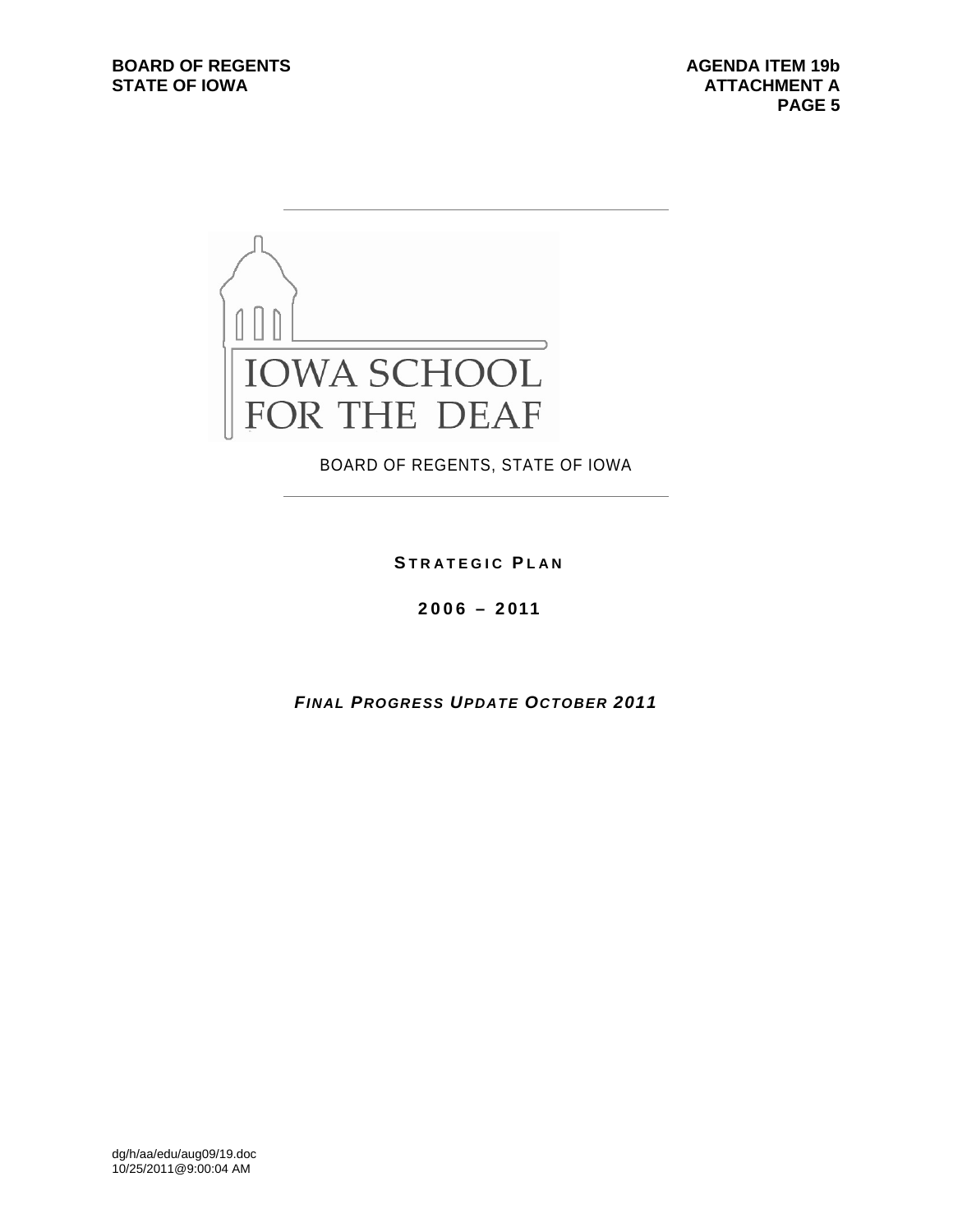IOWA SCHOOL FOR THE DEAF

BOARD OF REGENTS, STATE OF IOWA

# STRATEGIC PLAN

## 2006 – 2011

***FINAL PROGRESS UPDATE OCTOBER 2011***

dg/h/aa/edu/aug09/19.doc
10/25/2011@9:00:04 AM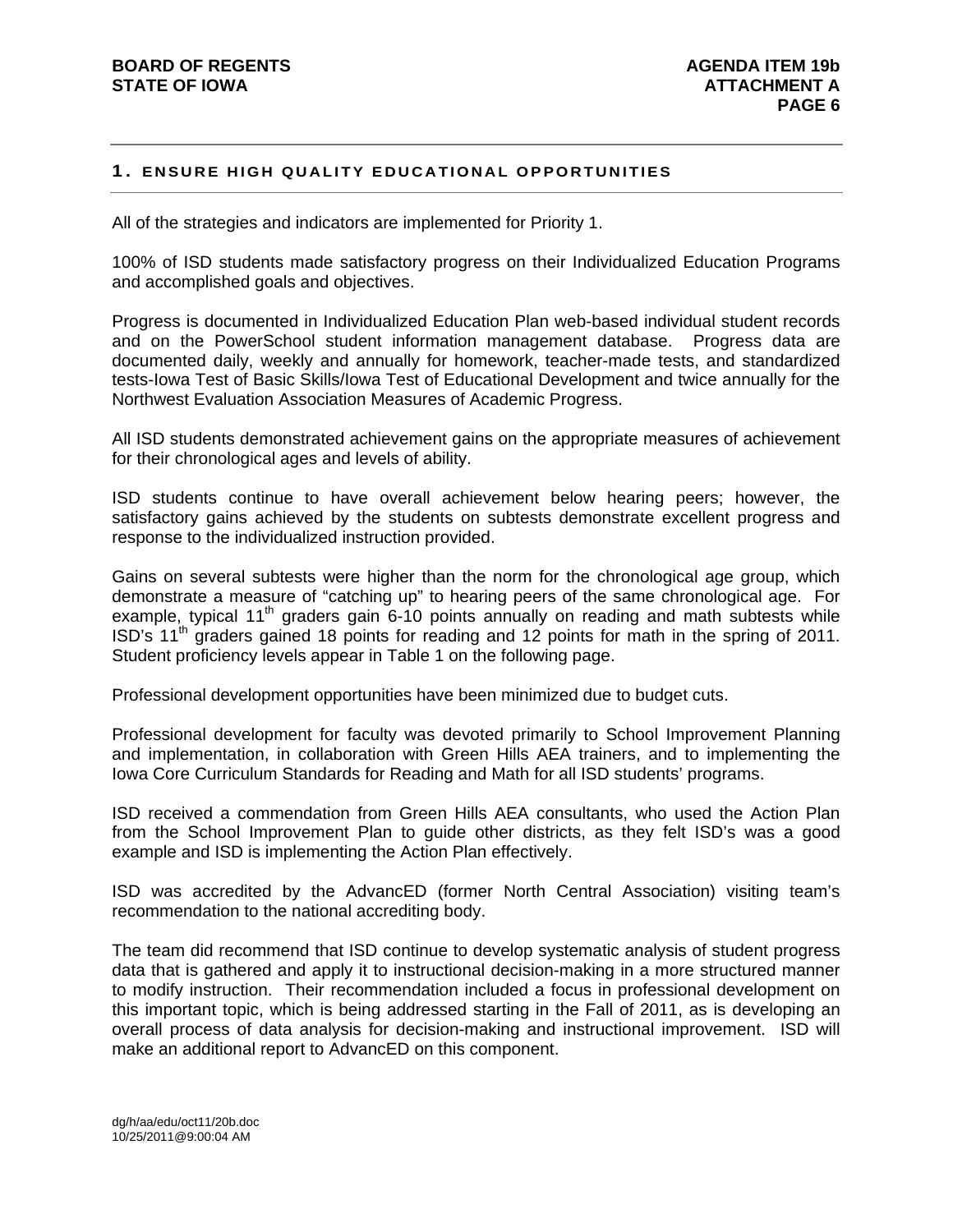## 1. ENSURE HIGH QUALITY EDUCATIONAL OPPORTUNITIES

All of the strategies and indicators are implemented for Priority 1.

100% of ISD students made satisfactory progress on their Individualized Education Programs and accomplished goals and objectives.

Progress is documented in Individualized Education Plan web-based individual student records and on the PowerSchool student information management database. Progress data are documented daily, weekly and annually for homework, teacher-made tests, and standardized tests-Iowa Test of Basic Skills/Iowa Test of Educational Development and twice annually for the Northwest Evaluation Association Measures of Academic Progress.

All ISD students demonstrated achievement gains on the appropriate measures of achievement for their chronological ages and levels of ability.

ISD students continue to have overall achievement below hearing peers; however, the satisfactory gains achieved by the students on subtests demonstrate excellent progress and response to the individualized instruction provided.

Gains on several subtests were higher than the norm for the chronological age group, which demonstrate a measure of "catching up" to hearing peers of the same chronological age. For example, typical 11th graders gain 6-10 points annually on reading and math subtests while ISD's 11th graders gained 18 points for reading and 12 points for math in the spring of 2011. Student proficiency levels appear in Table 1 on the following page.

Professional development opportunities have been minimized due to budget cuts.

Professional development for faculty was devoted primarily to School Improvement Planning and implementation, in collaboration with Green Hills AEA trainers, and to implementing the Iowa Core Curriculum Standards for Reading and Math for all ISD students' programs.

ISD received a commendation from Green Hills AEA consultants, who used the Action Plan from the School Improvement Plan to guide other districts, as they felt ISD's was a good example and ISD is implementing the Action Plan effectively.

ISD was accredited by the AdvancED (former North Central Association) visiting team's recommendation to the national accrediting body.

The team did recommend that ISD continue to develop systematic analysis of student progress data that is gathered and apply it to instructional decision-making in a more structured manner to modify instruction. Their recommendation included a focus in professional development on this important topic, which is being addressed starting in the Fall of 2011, as is developing an overall process of data analysis for decision-making and instructional improvement. ISD will make an additional report to AdvancED on this component.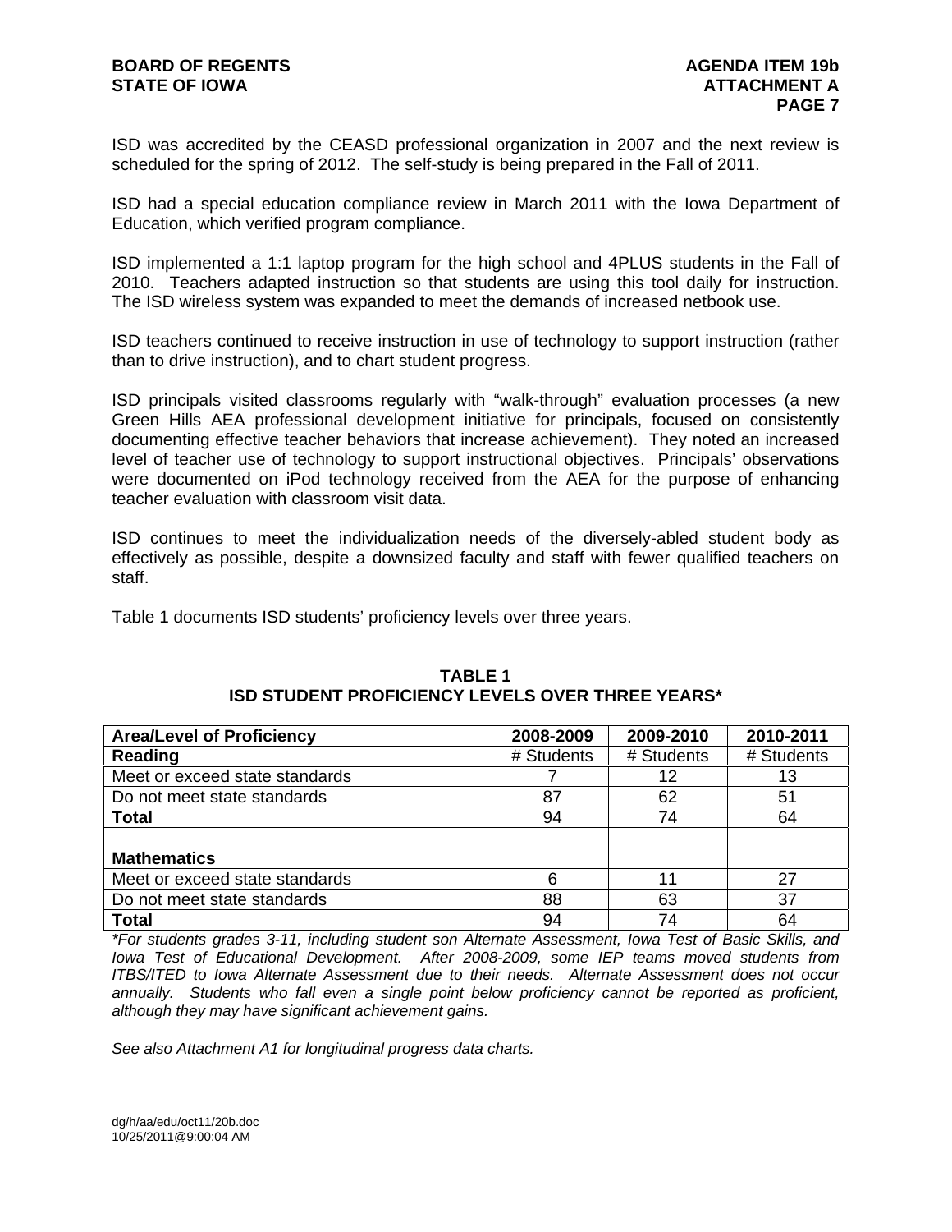ISD was accredited by the CEASD professional organization in 2007 and the next review is scheduled for the spring of 2012. The self-study is being prepared in the Fall of 2011.

ISD had a special education compliance review in March 2011 with the Iowa Department of Education, which verified program compliance.

ISD implemented a 1:1 laptop program for the high school and 4PLUS students in the Fall of 2010. Teachers adapted instruction so that students are using this tool daily for instruction. The ISD wireless system was expanded to meet the demands of increased netbook use.

ISD teachers continued to receive instruction in use of technology to support instruction (rather than to drive instruction), and to chart student progress.

ISD principals visited classrooms regularly with "walk-through" evaluation processes (a new Green Hills AEA professional development initiative for principals, focused on consistently documenting effective teacher behaviors that increase achievement). They noted an increased level of teacher use of technology to support instructional objectives. Principals' observations were documented on iPod technology received from the AEA for the purpose of enhancing teacher evaluation with classroom visit data.

ISD continues to meet the individualization needs of the diversely-abled student body as effectively as possible, despite a downsized faculty and staff with fewer qualified teachers on staff.

Table 1 documents ISD students' proficiency levels over three years.

**TABLE 1**
**ISD STUDENT PROFICIENCY LEVELS OVER THREE YEARS***

| **Area/Level of Proficiency** | **2008-2009** | **2009-2010** | **2010-2011** |
|---|---|---|---|
| **Reading** | # Students | # Students | # Students |
| Meet or exceed state standards | 7 | 12 | 13 |
| Do not meet state standards | 87 | 62 | 51 |
| **Total** | 94 | 74 | 64 |
| | | | |
| **Mathematics** | | | |
| Meet or exceed state standards | 6 | 11 | 27 |
| Do not meet state standards | 88 | 63 | 37 |
| **Total** | 94 | 74 | 64 |

*\*For students grades 3-11, including student son Alternate Assessment, Iowa Test of Basic Skills, and Iowa Test of Educational Development. After 2008-2009, some IEP teams moved students from ITBS/ITED to Iowa Alternate Assessment due to their needs. Alternate Assessment does not occur annually. Students who fall even a single point below proficiency cannot be reported as proficient, although they may have significant achievement gains.*

*See also Attachment A1 for longitudinal progress data charts.*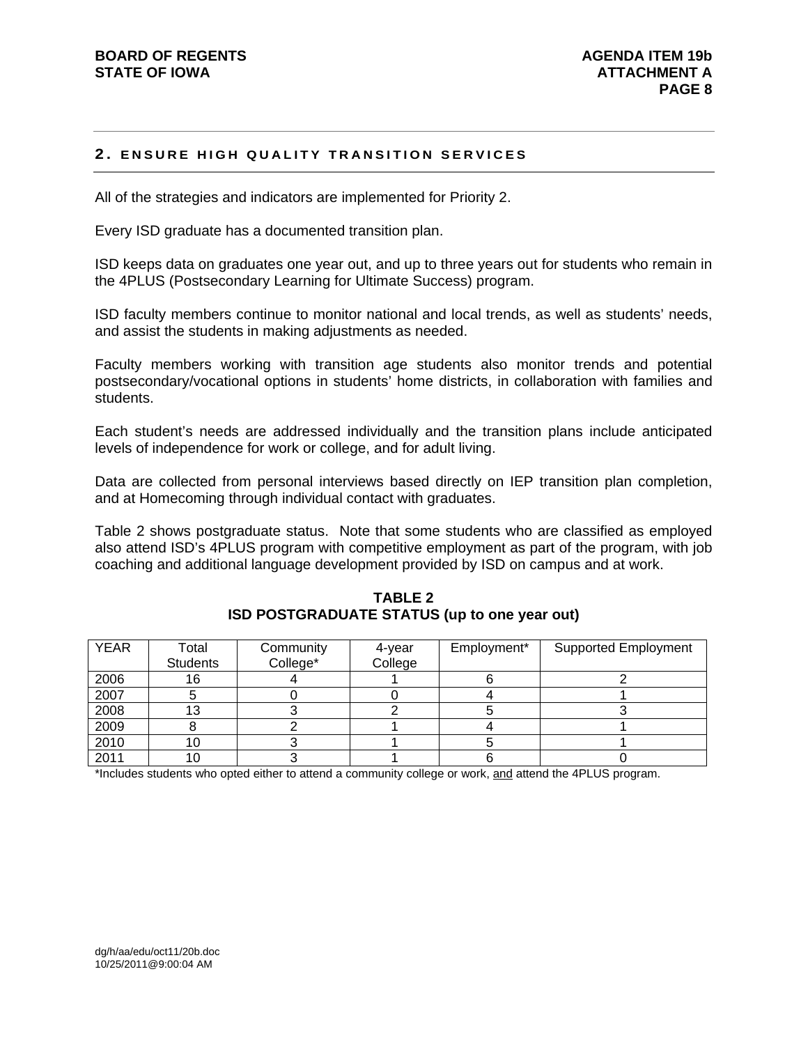## 2. ENSURE HIGH QUALITY TRANSITION SERVICES

All of the strategies and indicators are implemented for Priority 2.

Every ISD graduate has a documented transition plan.

ISD keeps data on graduates one year out, and up to three years out for students who remain in the 4PLUS (Postsecondary Learning for Ultimate Success) program.

ISD faculty members continue to monitor national and local trends, as well as students' needs, and assist the students in making adjustments as needed.

Faculty members working with transition age students also monitor trends and potential postsecondary/vocational options in students' home districts, in collaboration with families and students.

Each student's needs are addressed individually and the transition plans include anticipated levels of independence for work or college, and for adult living.

Data are collected from personal interviews based directly on IEP transition plan completion, and at Homecoming through individual contact with graduates.

Table 2 shows postgraduate status. Note that some students who are classified as employed also attend ISD's 4PLUS program with competitive employment as part of the program, with job coaching and additional language development provided by ISD on campus and at work.

**TABLE 2**
**ISD POSTGRADUATE STATUS (up to one year out)**

| YEAR | Total Students | Community College* | 4-year College | Employment* | Supported Employment |
|---|---|---|---|---|---|
| 2006 | 16 | 4 | 1 | 6 | 2 |
| 2007 | 5 | 0 | 0 | 4 | 1 |
| 2008 | 13 | 3 | 2 | 5 | 3 |
| 2009 | 8 | 2 | 1 | 4 | 1 |
| 2010 | 10 | 3 | 1 | 5 | 1 |
| 2011 | 10 | 3 | 1 | 6 | 0 |

*Includes students who opted either to attend a community college or work, and attend the 4PLUS program.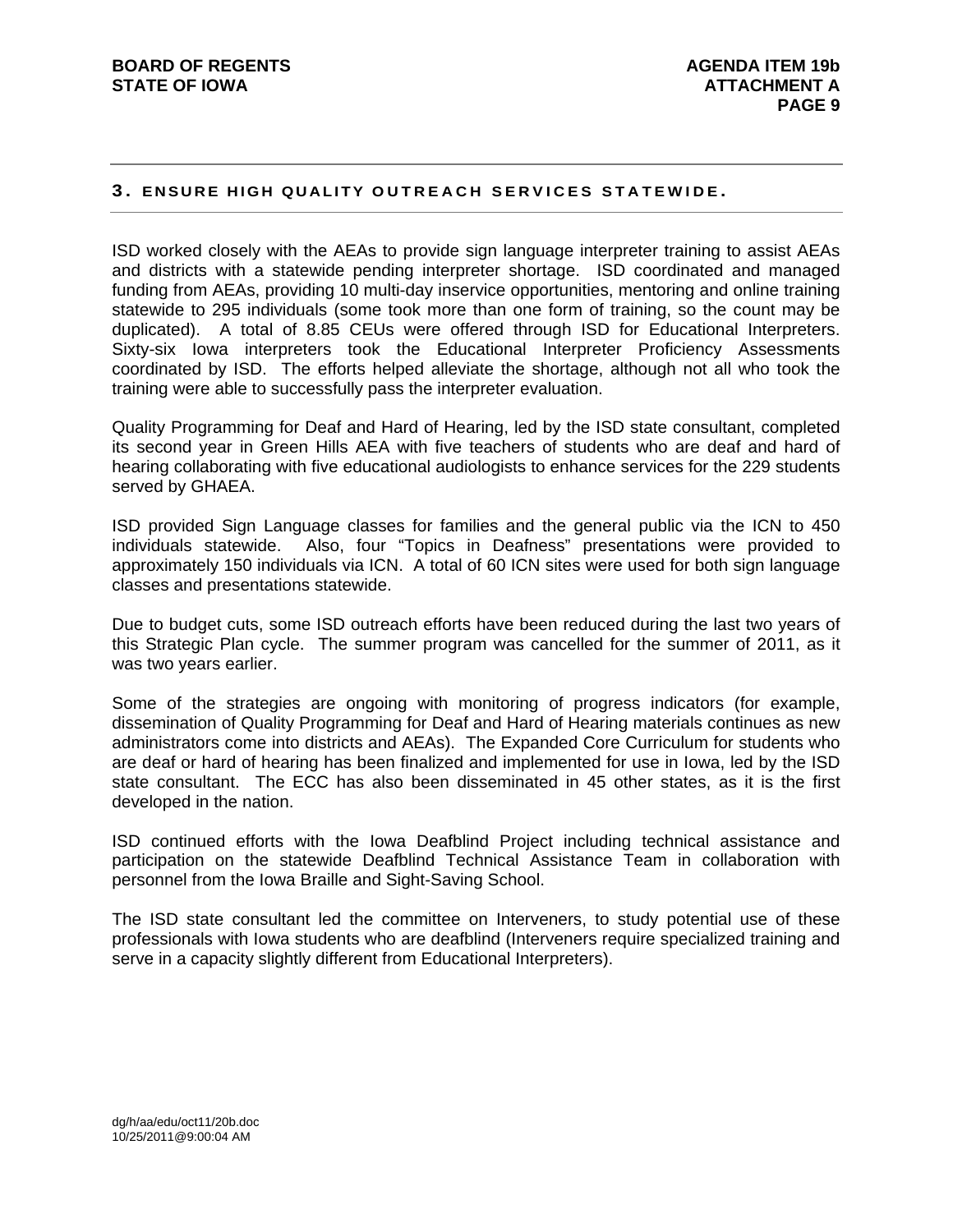## 3. ENSURE HIGH QUALITY OUTREACH SERVICES STATEWIDE.

ISD worked closely with the AEAs to provide sign language interpreter training to assist AEAs and districts with a statewide pending interpreter shortage. ISD coordinated and managed funding from AEAs, providing 10 multi-day inservice opportunities, mentoring and online training statewide to 295 individuals (some took more than one form of training, so the count may be duplicated). A total of 8.85 CEUs were offered through ISD for Educational Interpreters. Sixty-six Iowa interpreters took the Educational Interpreter Proficiency Assessments coordinated by ISD. The efforts helped alleviate the shortage, although not all who took the training were able to successfully pass the interpreter evaluation.

Quality Programming for Deaf and Hard of Hearing, led by the ISD state consultant, completed its second year in Green Hills AEA with five teachers of students who are deaf and hard of hearing collaborating with five educational audiologists to enhance services for the 229 students served by GHAEA.

ISD provided Sign Language classes for families and the general public via the ICN to 450 individuals statewide. Also, four "Topics in Deafness" presentations were provided to approximately 150 individuals via ICN. A total of 60 ICN sites were used for both sign language classes and presentations statewide.

Due to budget cuts, some ISD outreach efforts have been reduced during the last two years of this Strategic Plan cycle. The summer program was cancelled for the summer of 2011, as it was two years earlier.

Some of the strategies are ongoing with monitoring of progress indicators (for example, dissemination of Quality Programming for Deaf and Hard of Hearing materials continues as new administrators come into districts and AEAs). The Expanded Core Curriculum for students who are deaf or hard of hearing has been finalized and implemented for use in Iowa, led by the ISD state consultant. The ECC has also been disseminated in 45 other states, as it is the first developed in the nation.

ISD continued efforts with the Iowa Deafblind Project including technical assistance and participation on the statewide Deafblind Technical Assistance Team in collaboration with personnel from the Iowa Braille and Sight-Saving School.

The ISD state consultant led the committee on Interveners, to study potential use of these professionals with Iowa students who are deafblind (Interveners require specialized training and serve in a capacity slightly different from Educational Interpreters).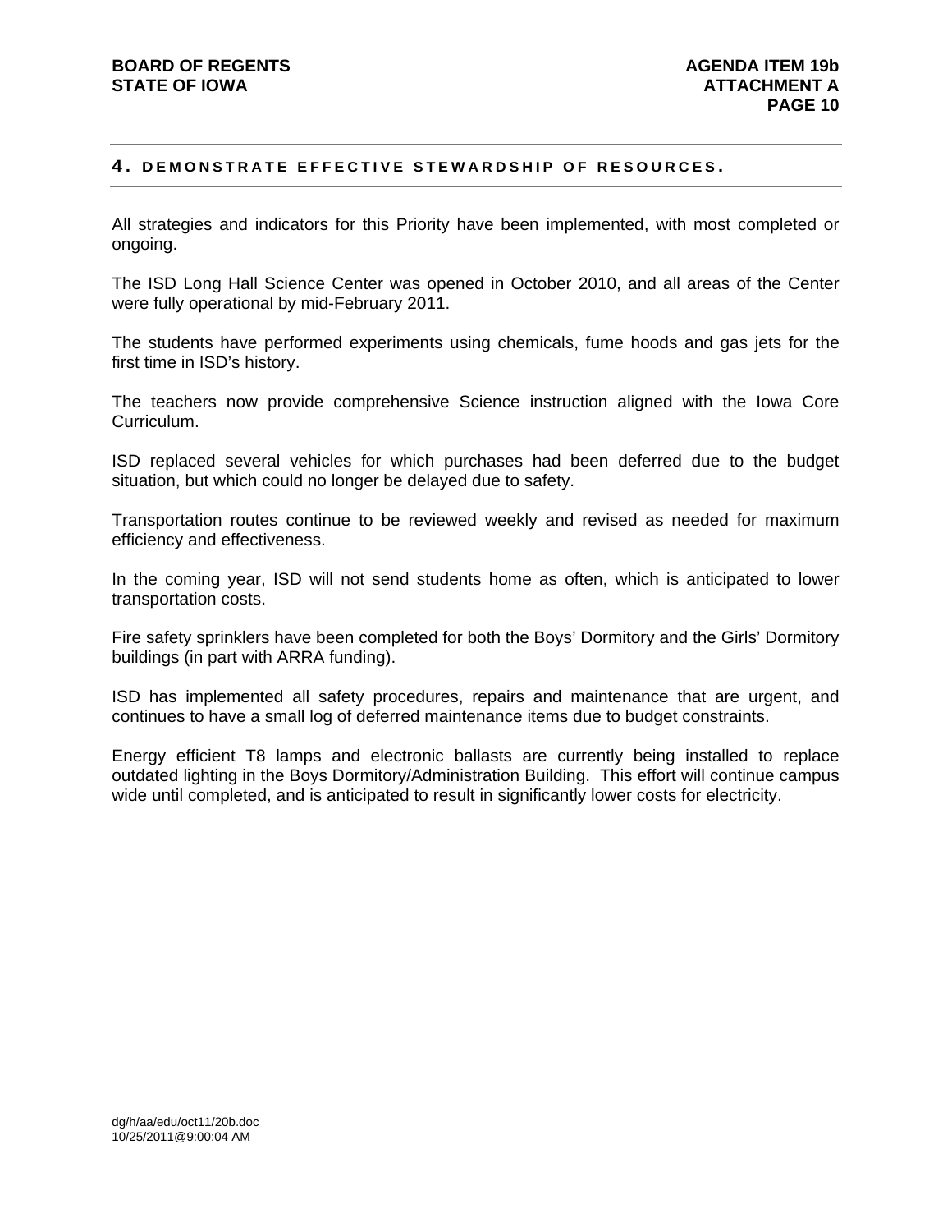## 4. DEMONSTRATE EFFECTIVE STEWARDSHIP OF RESOURCES.

All strategies and indicators for this Priority have been implemented, with most completed or ongoing.

The ISD Long Hall Science Center was opened in October 2010, and all areas of the Center were fully operational by mid-February 2011.

The students have performed experiments using chemicals, fume hoods and gas jets for the first time in ISD's history.

The teachers now provide comprehensive Science instruction aligned with the Iowa Core Curriculum.

ISD replaced several vehicles for which purchases had been deferred due to the budget situation, but which could no longer be delayed due to safety.

Transportation routes continue to be reviewed weekly and revised as needed for maximum efficiency and effectiveness.

In the coming year, ISD will not send students home as often, which is anticipated to lower transportation costs.

Fire safety sprinklers have been completed for both the Boys' Dormitory and the Girls' Dormitory buildings (in part with ARRA funding).

ISD has implemented all safety procedures, repairs and maintenance that are urgent, and continues to have a small log of deferred maintenance items due to budget constraints.

Energy efficient T8 lamps and electronic ballasts are currently being installed to replace outdated lighting in the Boys Dormitory/Administration Building. This effort will continue campus wide until completed, and is anticipated to result in significantly lower costs for electricity.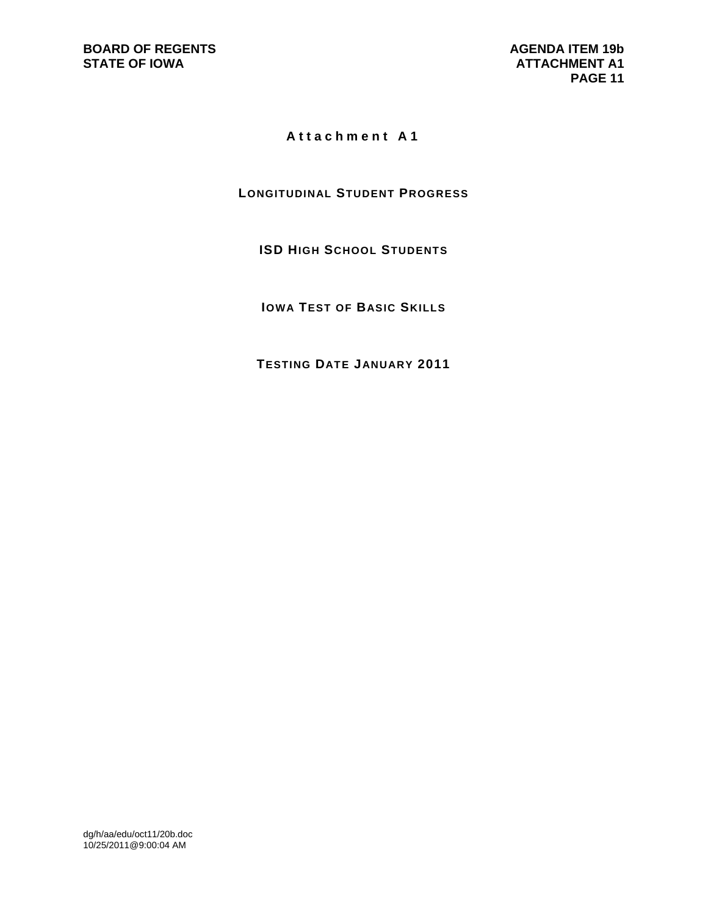# Attachment A1

## LONGITUDINAL STUDENT PROGRESS

## ISD HIGH SCHOOL STUDENTS

## IOWA TEST OF BASIC SKILLS

## TESTING DATE JANUARY 2011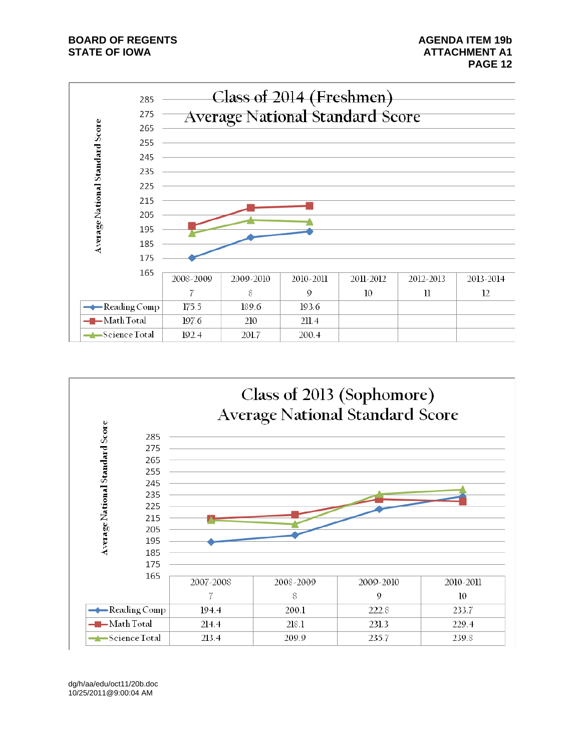## Class of 2014 (Freshmen)
## Average National Standard Score

| | 2008-2009 | 2009-2010 | 2010-2011 | 2011-2012 | 2012-2013 | 2013-2014 |
|---|---|---|---|---|---|---|
| | 7 | 8 | 9 | 10 | 11 | 12 |
| Reading Comp | 175.5 | 189.6 | 193.6 | | | |
| Math Total | 197.6 | 210 | 211.4 | | | |
| Science Total | 192.4 | 201.7 | 200.4 | | | |

## Class of 2013 (Sophomore)
## Average National Standard Score

| | 2007-2008 | 2008-2009 | 2009-2010 | 2010-2011 |
|---|---|---|---|---|
| | 7 | 8 | 9 | 10 |
| Reading Comp | 194.4 | 200.1 | 222.8 | 233.7 |
| Math Total | 214.4 | 218.1 | 231.3 | 229.4 |
| Science Total | 213.4 | 209.9 | 235.7 | 239.8 |

dg/h/aa/edu/oct11/20b.doc
10/25/2011@9:00:04 AM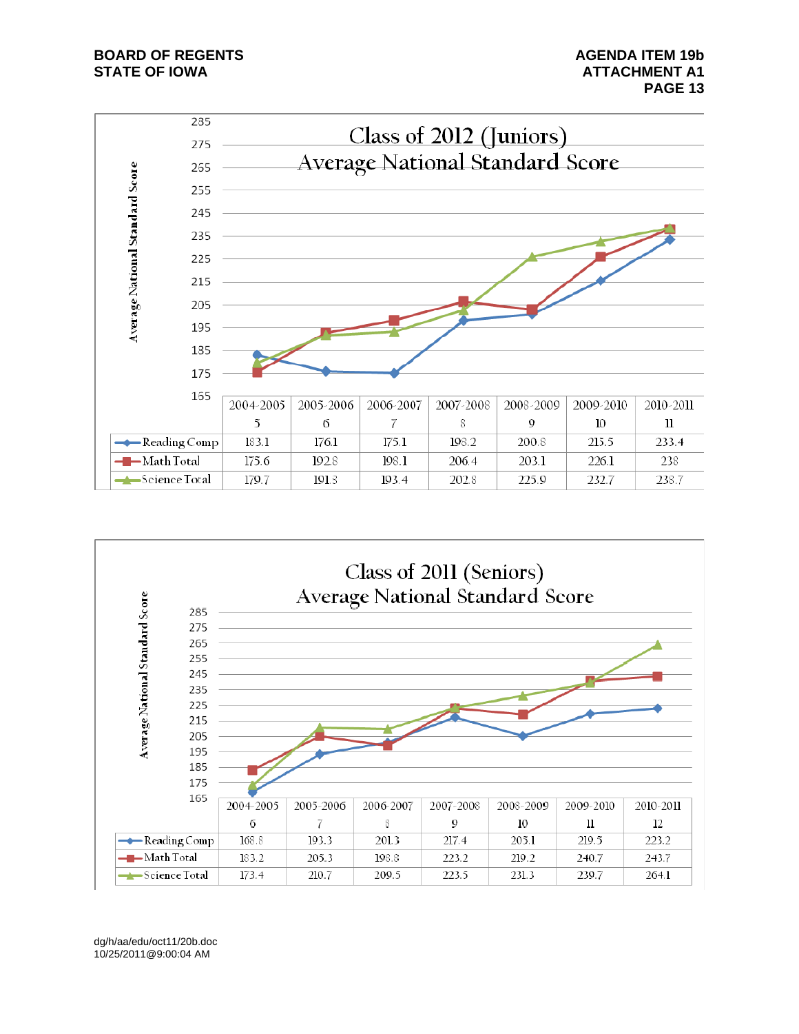## Class of 2012 (Juniors)
## Average National Standard Score

| | 2004-2005<br>5 | 2005-2006<br>6 | 2006-2007<br>7 | 2007-2008<br>8 | 2008-2009<br>9 | 2009-2010<br>10 | 2010-2011<br>11 |
|---|---|---|---|---|---|---|---|
| Reading Comp | 183.1 | 176.1 | 175.1 | 198.2 | 200.8 | 215.5 | 233.4 |
| Math Total | 175.6 | 192.8 | 198.1 | 206.4 | 203.1 | 226.1 | 238 |
| Science Total | 179.7 | 191.3 | 193.4 | 202.8 | 225.9 | 232.7 | 238.7 |

## Class of 2011 (Seniors)
## Average National Standard Score

| | 2004-2005<br>6 | 2005-2006<br>7 | 2006-2007<br>8 | 2007-2008<br>9 | 2008-2009<br>10 | 2009-2010<br>11 | 2010-2011<br>12 |
|---|---|---|---|---|---|---|---|
| Reading Comp | 168.8 | 193.3 | 201.3 | 217.4 | 205.1 | 219.5 | 223.2 |
| Math Total | 183.2 | 205.3 | 198.8 | 223.2 | 219.2 | 240.7 | 243.7 |
| Science Total | 173.4 | 210.7 | 209.5 | 223.5 | 231.3 | 239.7 | 264.1 |

dg/h/aa/edu/oct11/20b.doc
10/25/2011@9:00:04 AM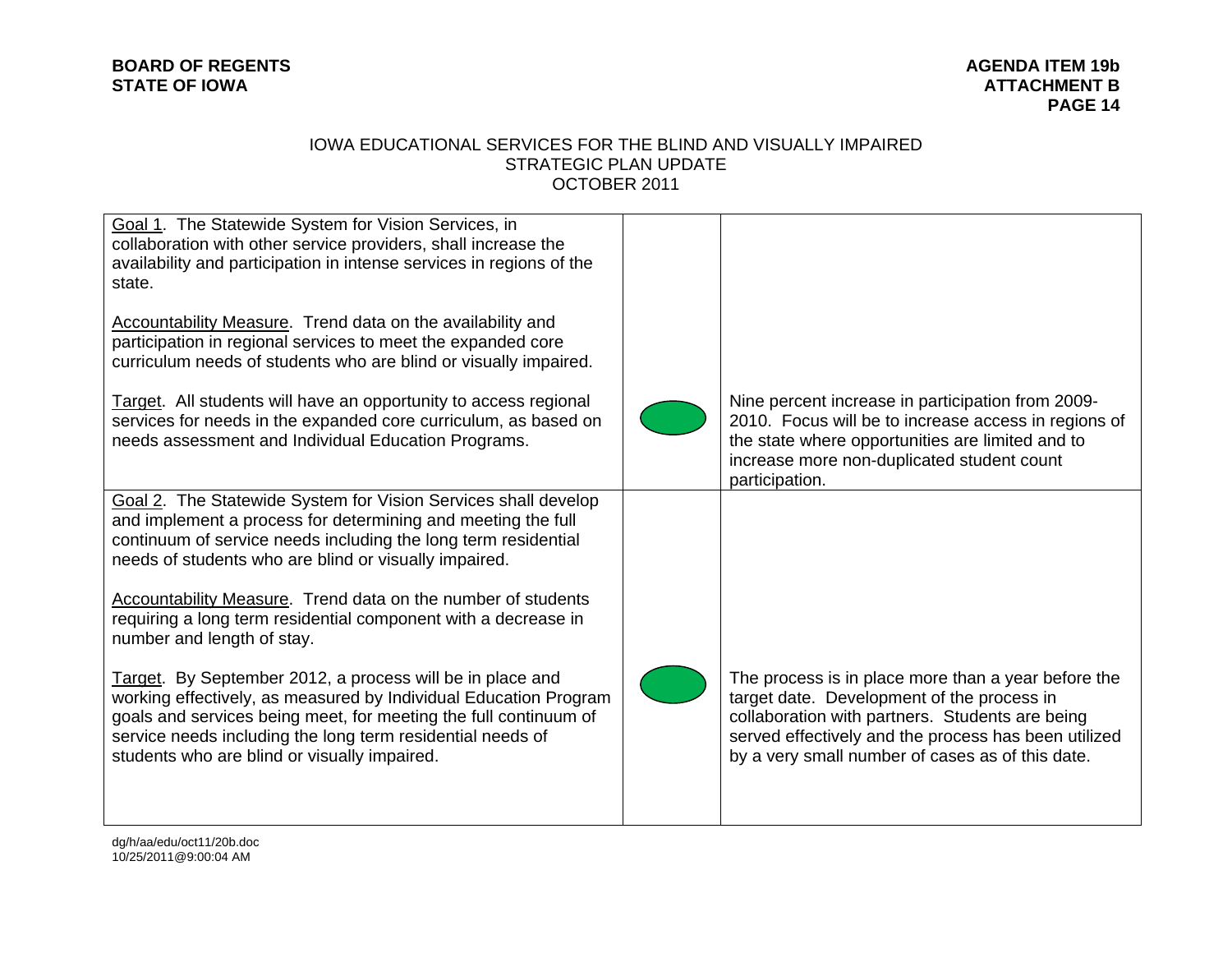IOWA EDUCATIONAL SERVICES FOR THE BLIND AND VISUALLY IMPAIRED
STRATEGIC PLAN UPDATE
OCTOBER 2011

| | | |
|---|---|---|
| Goal 1. The Statewide System for Vision Services, in collaboration with other service providers, shall increase the availability and participation in intense services in regions of the state.<br><br>Accountability Measure. Trend data on the availability and participation in regional services to meet the expanded core curriculum needs of students who are blind or visually impaired.<br><br>Target. All students will have an opportunity to access regional services for needs in the expanded core curriculum, as based on needs assessment and Individual Education Programs. | (green) | Nine percent increase in participation from 2009-2010. Focus will be to increase access in regions of the state where opportunities are limited and to increase more non-duplicated student count participation. |
| Goal 2. The Statewide System for Vision Services shall develop and implement a process for determining and meeting the full continuum of service needs including the long term residential needs of students who are blind or visually impaired.<br><br>Accountability Measure. Trend data on the number of students requiring a long term residential component with a decrease in number and length of stay.<br><br>Target. By September 2012, a process will be in place and working effectively, as measured by Individual Education Program goals and services being meet, for meeting the full continuum of service needs including the long term residential needs of students who are blind or visually impaired. | (green) | The process is in place more than a year before the target date. Development of the process in collaboration with partners. Students are being served effectively and the process has been utilized by a very small number of cases as of this date. |

dg/h/aa/edu/oct11/20b.doc
10/25/2011@9:00:04 AM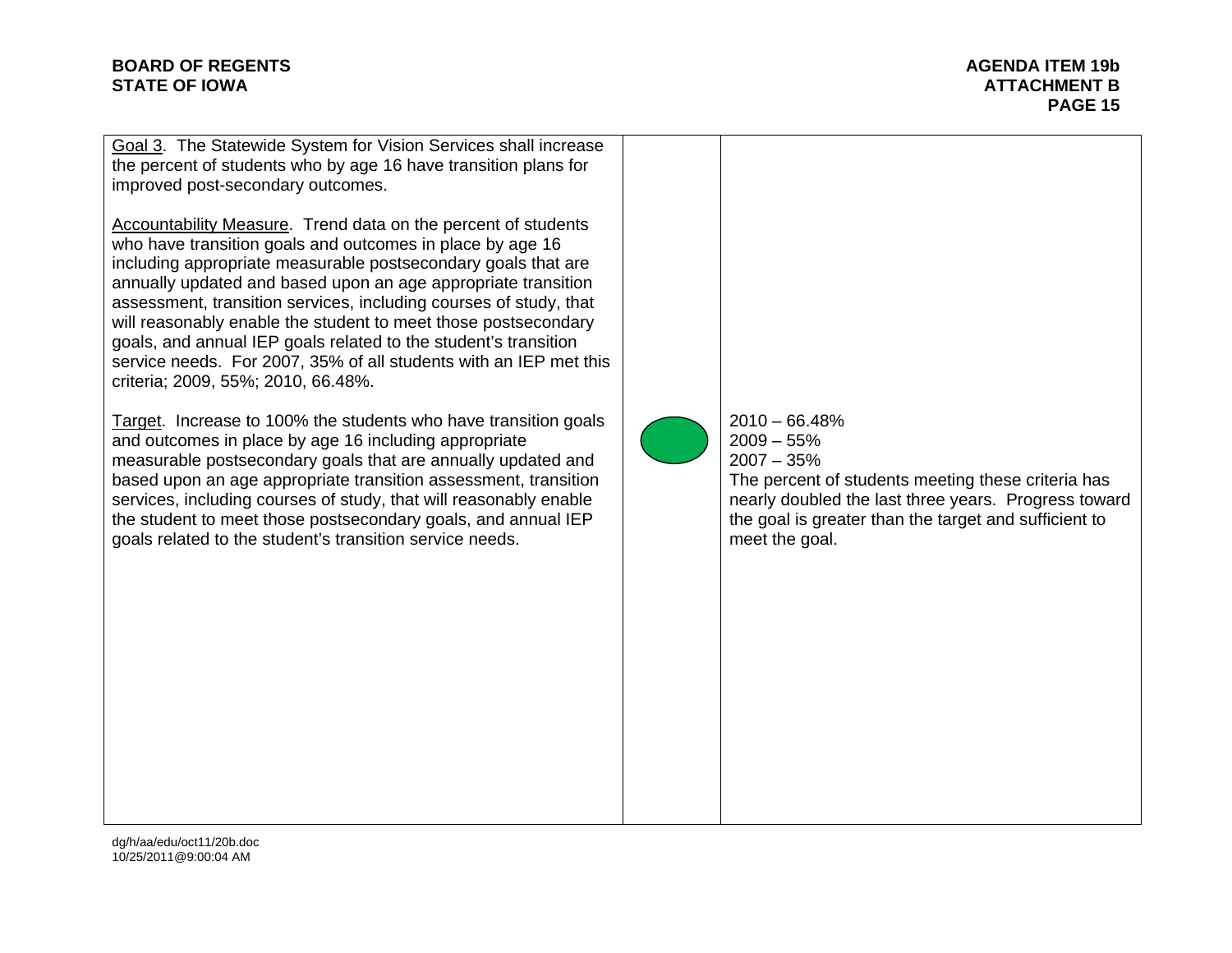| | | |
|---|---|---|
| Goal 3. The Statewide System for Vision Services shall increase the percent of students who by age 16 have transition plans for improved post-secondary outcomes.<br><br>Accountability Measure. Trend data on the percent of students who have transition goals and outcomes in place by age 16 including appropriate measurable postsecondary goals that are annually updated and based upon an age appropriate transition assessment, transition services, including courses of study, that will reasonably enable the student to meet those postsecondary goals, and annual IEP goals related to the student's transition service needs. For 2007, 35% of all students with an IEP met this criteria; 2009, 55%; 2010, 66.48%.<br><br>Target. Increase to 100% the students who have transition goals and outcomes in place by age 16 including appropriate measurable postsecondary goals that are annually updated and based upon an age appropriate transition assessment, transition services, including courses of study, that will reasonably enable the student to meet those postsecondary goals, and annual IEP goals related to the student's transition service needs. | (green) | 2010 – 66.48%<br>2009 – 55%<br>2007 – 35%<br>The percent of students meeting these criteria has nearly doubled the last three years. Progress toward the goal is greater than the target and sufficient to meet the goal. |

dg/h/aa/edu/oct11/20b.doc
10/25/2011@9:00:04 AM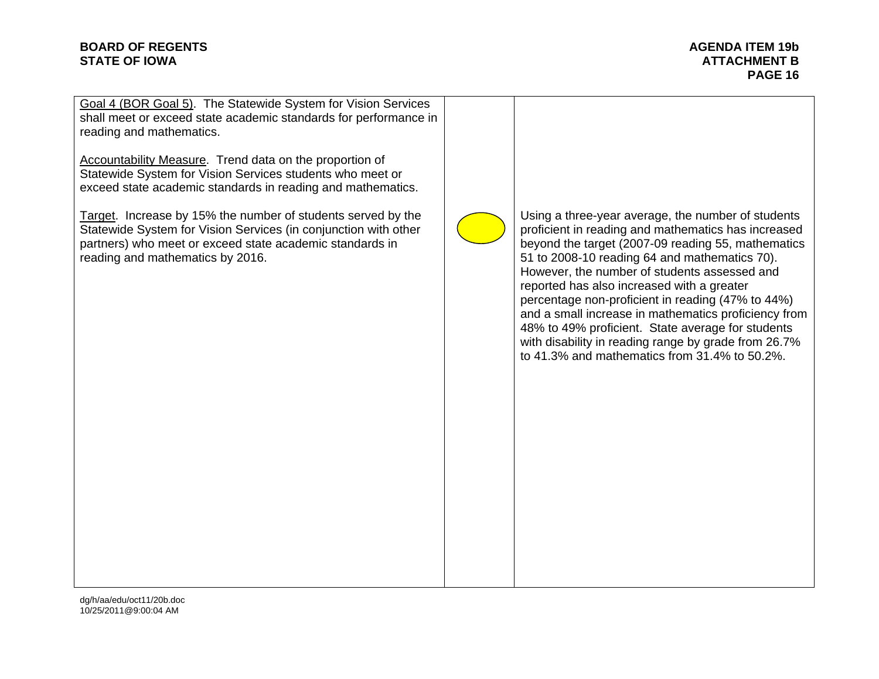| | | |
|---|---|---|
| Goal 4 (BOR Goal 5). The Statewide System for Vision Services shall meet or exceed state academic standards for performance in reading and mathematics.<br><br>Accountability Measure. Trend data on the proportion of Statewide System for Vision Services students who meet or exceed state academic standards in reading and mathematics.<br><br>Target. Increase by 15% the number of students served by the Statewide System for Vision Services (in conjunction with other partners) who meet or exceed state academic standards in reading and mathematics by 2016. | | Using a three-year average, the number of students proficient in reading and mathematics has increased beyond the target (2007-09 reading 55, mathematics 51 to 2008-10 reading 64 and mathematics 70). However, the number of students assessed and reported has also increased with a greater percentage non-proficient in reading (47% to 44%) and a small increase in mathematics proficiency from 48% to 49% proficient. State average for students with disability in reading range by grade from 26.7% to 41.3% and mathematics from 31.4% to 50.2%. |

dg/h/aa/edu/oct11/20b.doc
10/25/2011@9:00:04 AM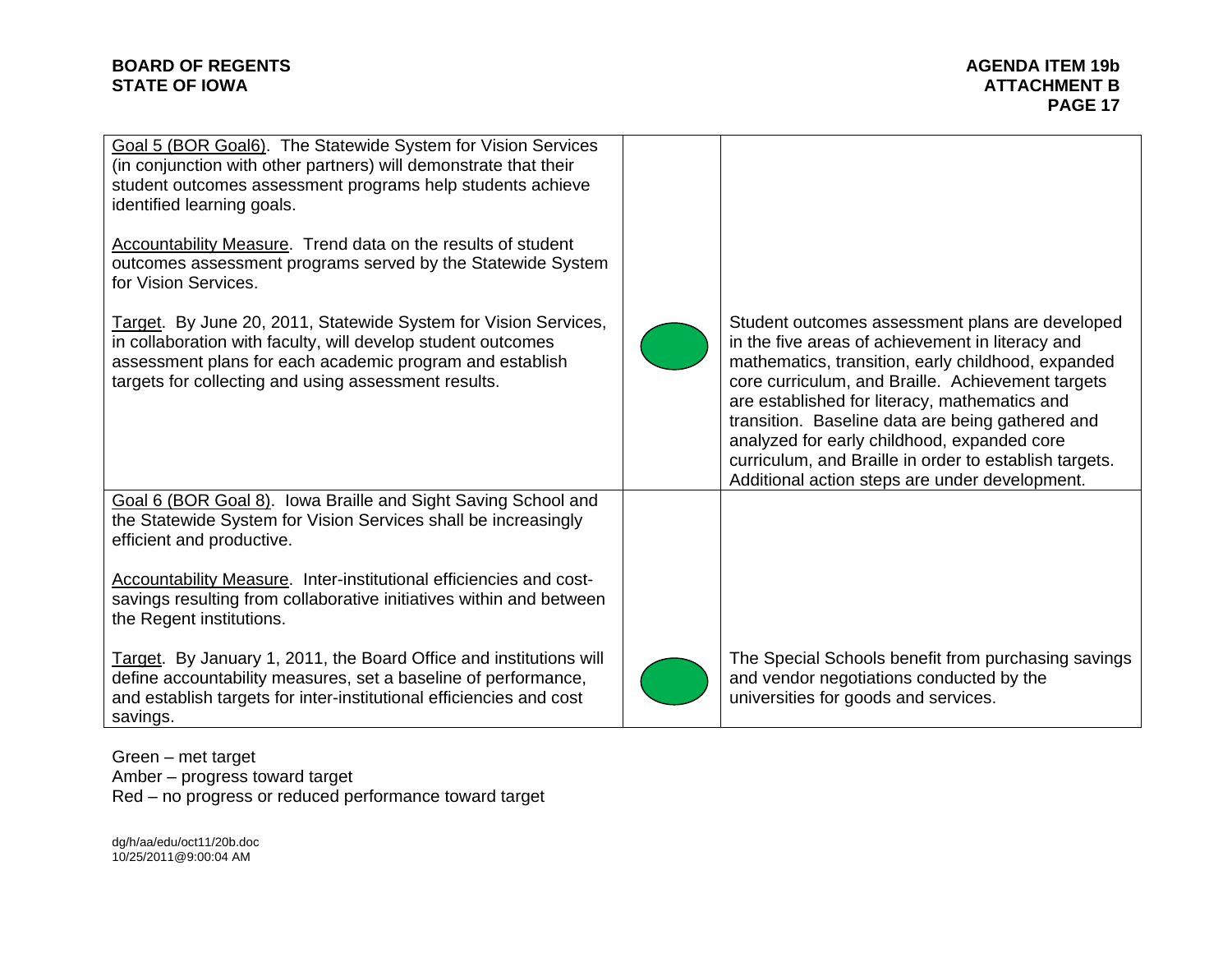| | | |
|---|---|---|
| Goal 5 (BOR Goal6). The Statewide System for Vision Services (in conjunction with other partners) will demonstrate that their student outcomes assessment programs help students achieve identified learning goals.<br><br>Accountability Measure. Trend data on the results of student outcomes assessment programs served by the Statewide System for Vision Services.<br><br>Target. By June 20, 2011, Statewide System for Vision Services, in collaboration with faculty, will develop student outcomes assessment plans for each academic program and establish targets for collecting and using assessment results. | Green | Student outcomes assessment plans are developed in the five areas of achievement in literacy and mathematics, transition, early childhood, expanded core curriculum, and Braille. Achievement targets are established for literacy, mathematics and transition. Baseline data are being gathered and analyzed for early childhood, expanded core curriculum, and Braille in order to establish targets. Additional action steps are under development. |
| Goal 6 (BOR Goal 8). Iowa Braille and Sight Saving School and the Statewide System for Vision Services shall be increasingly efficient and productive.<br><br>Accountability Measure. Inter-institutional efficiencies and cost-savings resulting from collaborative initiatives within and between the Regent institutions.<br><br>Target. By January 1, 2011, the Board Office and institutions will define accountability measures, set a baseline of performance, and establish targets for inter-institutional efficiencies and cost savings. | Green | The Special Schools benefit from purchasing savings and vendor negotiations conducted by the universities for goods and services. |

Green – met target
Amber – progress toward target
Red – no progress or reduced performance toward target

dg/h/aa/edu/oct11/20b.doc
10/25/2011@9:00:04 AM